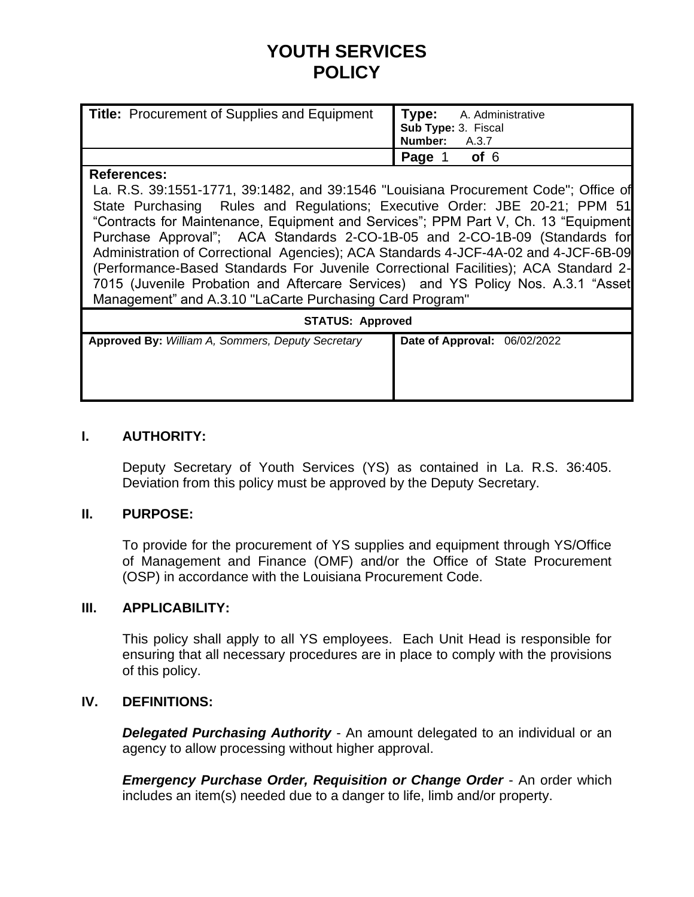# YOUTH SERVICES POLICY

| **Title:** Procurement of Supplies and Equipment | **Type:** A. Administrative<br>**Sub Type:** 3. Fiscal<br>**Number:** A.3.7 |
|---|---|
| | **Page** 1 **of** 6 |

**References:**
La. R.S. 39:1551-1771, 39:1482, and 39:1546 "Louisiana Procurement Code"; Office of State Purchasing Rules and Regulations; Executive Order: JBE 20-21; PPM 51 "Contracts for Maintenance, Equipment and Services"; PPM Part V, Ch. 13 "Equipment Purchase Approval"; ACA Standards 2-CO-1B-05 and 2-CO-1B-09 (Standards for Administration of Correctional Agencies); ACA Standards 4-JCF-4A-02 and 4-JCF-6B-09 (Performance-Based Standards For Juvenile Correctional Facilities); ACA Standard 2-7015 (Juvenile Probation and Aftercare Services) and YS Policy Nos. A.3.1 "Asset Management" and A.3.10 "LaCarte Purchasing Card Program"

**STATUS: Approved**

| **Approved By:** *William A, Sommers, Deputy Secretary* | **Date of Approval:** 06/02/2022 |
|---|---|

## I. AUTHORITY:

Deputy Secretary of Youth Services (YS) as contained in La. R.S. 36:405. Deviation from this policy must be approved by the Deputy Secretary.

## II. PURPOSE:

To provide for the procurement of YS supplies and equipment through YS/Office of Management and Finance (OMF) and/or the Office of State Procurement (OSP) in accordance with the Louisiana Procurement Code.

## III. APPLICABILITY:

This policy shall apply to all YS employees. Each Unit Head is responsible for ensuring that all necessary procedures are in place to comply with the provisions of this policy.

## IV. DEFINITIONS:

***Delegated Purchasing Authority*** - An amount delegated to an individual or an agency to allow processing without higher approval.

***Emergency Purchase Order, Requisition or Change Order*** - An order which includes an item(s) needed due to a danger to life, limb and/or property.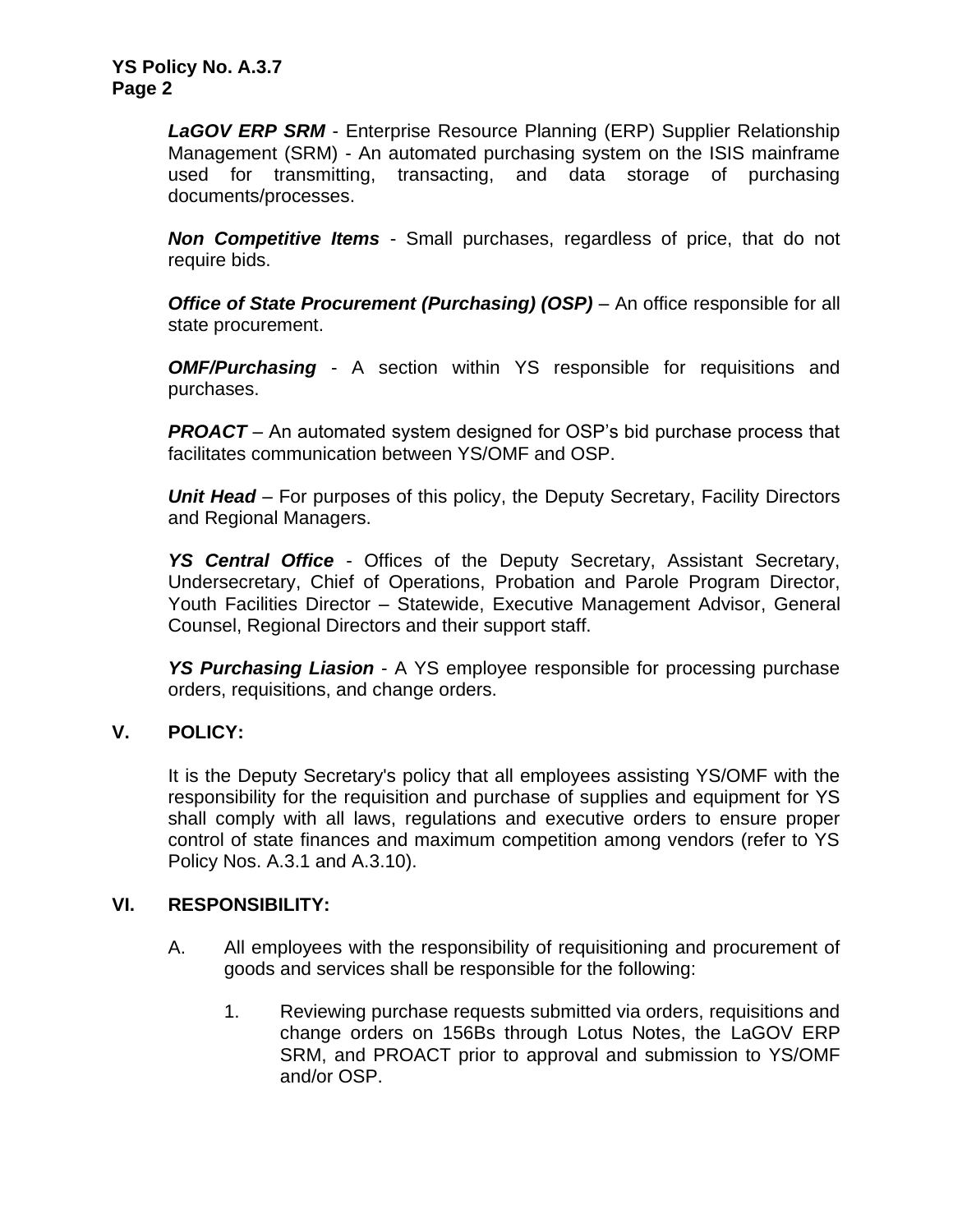***LaGOV ERP SRM*** - Enterprise Resource Planning (ERP) Supplier Relationship Management (SRM) - An automated purchasing system on the ISIS mainframe used for transmitting, transacting, and data storage of purchasing documents/processes.

***Non Competitive Items*** - Small purchases, regardless of price, that do not require bids.

***Office of State Procurement (Purchasing) (OSP)*** – An office responsible for all state procurement.

***OMF/Purchasing*** - A section within YS responsible for requisitions and purchases.

***PROACT*** – An automated system designed for OSP's bid purchase process that facilitates communication between YS/OMF and OSP.

***Unit Head*** – For purposes of this policy, the Deputy Secretary, Facility Directors and Regional Managers.

***YS Central Office*** - Offices of the Deputy Secretary, Assistant Secretary, Undersecretary, Chief of Operations, Probation and Parole Program Director, Youth Facilities Director – Statewide, Executive Management Advisor, General Counsel, Regional Directors and their support staff.

***YS Purchasing Liasion*** - A YS employee responsible for processing purchase orders, requisitions, and change orders.

## V. POLICY:

It is the Deputy Secretary's policy that all employees assisting YS/OMF with the responsibility for the requisition and purchase of supplies and equipment for YS shall comply with all laws, regulations and executive orders to ensure proper control of state finances and maximum competition among vendors (refer to YS Policy Nos. A.3.1 and A.3.10).

## VI. RESPONSIBILITY:

A. All employees with the responsibility of requisitioning and procurement of goods and services shall be responsible for the following:

1. Reviewing purchase requests submitted via orders, requisitions and change orders on 156Bs through Lotus Notes, the LaGOV ERP SRM, and PROACT prior to approval and submission to YS/OMF and/or OSP.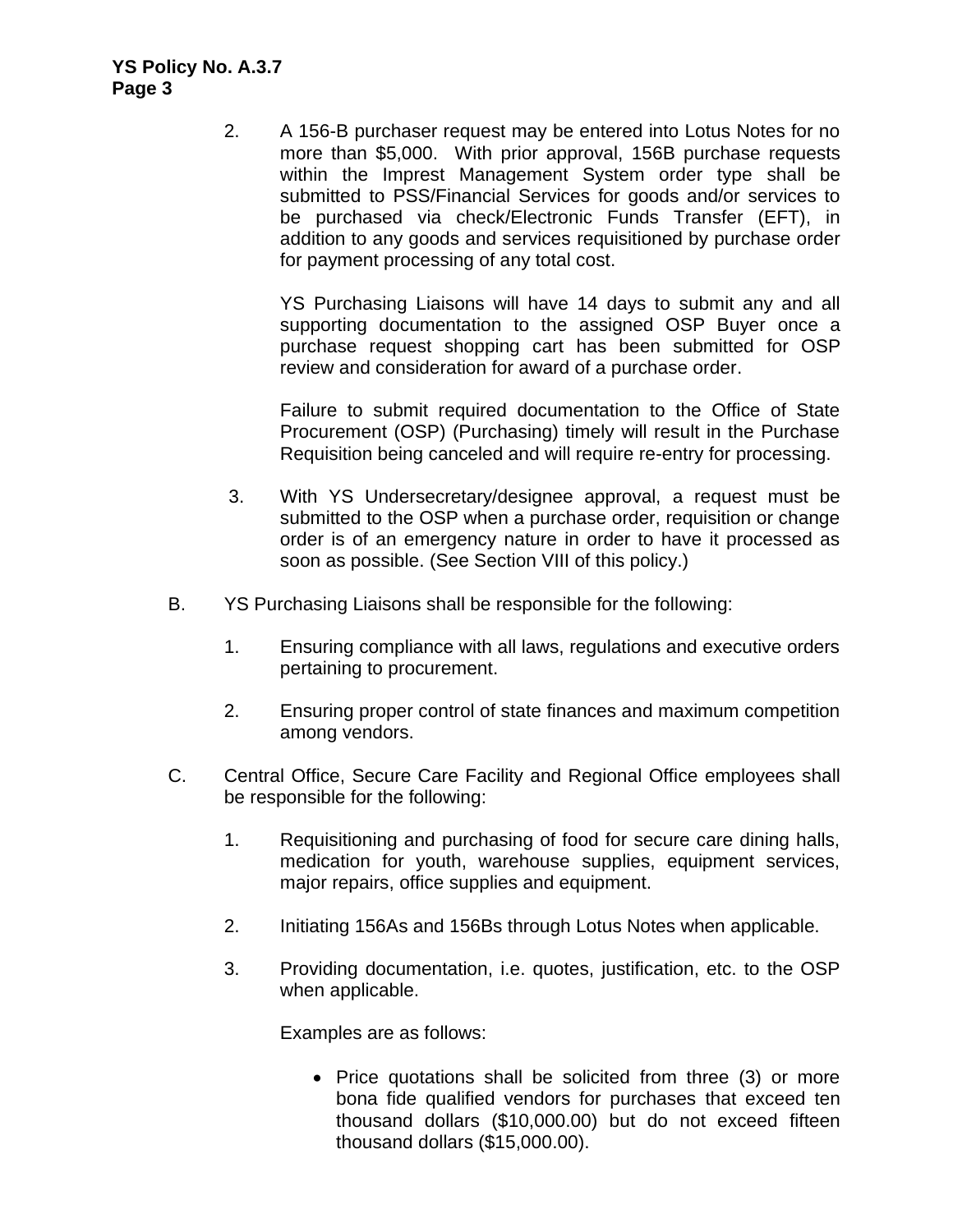2. A 156-B purchaser request may be entered into Lotus Notes for no more than $5,000. With prior approval, 156B purchase requests within the Imprest Management System order type shall be submitted to PSS/Financial Services for goods and/or services to be purchased via check/Electronic Funds Transfer (EFT), in addition to any goods and services requisitioned by purchase order for payment processing of any total cost.

   YS Purchasing Liaisons will have 14 days to submit any and all supporting documentation to the assigned OSP Buyer once a purchase request shopping cart has been submitted for OSP review and consideration for award of a purchase order.

   Failure to submit required documentation to the Office of State Procurement (OSP) (Purchasing) timely will result in the Purchase Requisition being canceled and will require re-entry for processing.

3. With YS Undersecretary/designee approval, a request must be submitted to the OSP when a purchase order, requisition or change order is of an emergency nature in order to have it processed as soon as possible. (See Section VIII of this policy.)

B. YS Purchasing Liaisons shall be responsible for the following:

   1. Ensuring compliance with all laws, regulations and executive orders pertaining to procurement.

   2. Ensuring proper control of state finances and maximum competition among vendors.

C. Central Office, Secure Care Facility and Regional Office employees shall be responsible for the following:

   1. Requisitioning and purchasing of food for secure care dining halls, medication for youth, warehouse supplies, equipment services, major repairs, office supplies and equipment.

   2. Initiating 156As and 156Bs through Lotus Notes when applicable.

   3. Providing documentation, i.e. quotes, justification, etc. to the OSP when applicable.

      Examples are as follows:

      - Price quotations shall be solicited from three (3) or more bona fide qualified vendors for purchases that exceed ten thousand dollars ($10,000.00) but do not exceed fifteen thousand dollars ($15,000.00).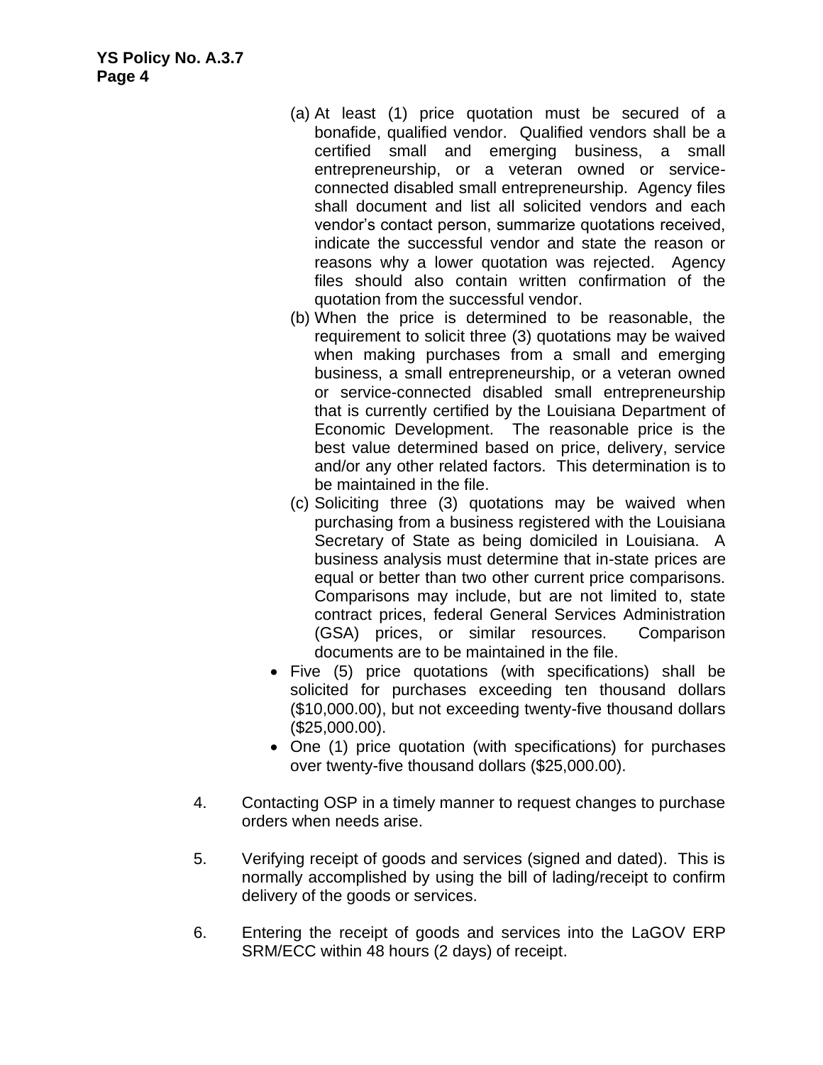(a) At least (1) price quotation must be secured of a bonafide, qualified vendor. Qualified vendors shall be a certified small and emerging business, a small entrepreneurship, or a veteran owned or service-connected disabled small entrepreneurship. Agency files shall document and list all solicited vendors and each vendor's contact person, summarize quotations received, indicate the successful vendor and state the reason or reasons why a lower quotation was rejected. Agency files should also contain written confirmation of the quotation from the successful vendor.

(b) When the price is determined to be reasonable, the requirement to solicit three (3) quotations may be waived when making purchases from a small and emerging business, a small entrepreneurship, or a veteran owned or service-connected disabled small entrepreneurship that is currently certified by the Louisiana Department of Economic Development. The reasonable price is the best value determined based on price, delivery, service and/or any other related factors. This determination is to be maintained in the file.

(c) Soliciting three (3) quotations may be waived when purchasing from a business registered with the Louisiana Secretary of State as being domiciled in Louisiana. A business analysis must determine that in-state prices are equal or better than two other current price comparisons. Comparisons may include, but are not limited to, state contract prices, federal General Services Administration (GSA) prices, or similar resources. Comparison documents are to be maintained in the file.

- Five (5) price quotations (with specifications) shall be solicited for purchases exceeding ten thousand dollars ($10,000.00), but not exceeding twenty-five thousand dollars ($25,000.00).
- One (1) price quotation (with specifications) for purchases over twenty-five thousand dollars ($25,000.00).

4. Contacting OSP in a timely manner to request changes to purchase orders when needs arise.

5. Verifying receipt of goods and services (signed and dated). This is normally accomplished by using the bill of lading/receipt to confirm delivery of the goods or services.

6. Entering the receipt of goods and services into the LaGOV ERP SRM/ECC within 48 hours (2 days) of receipt.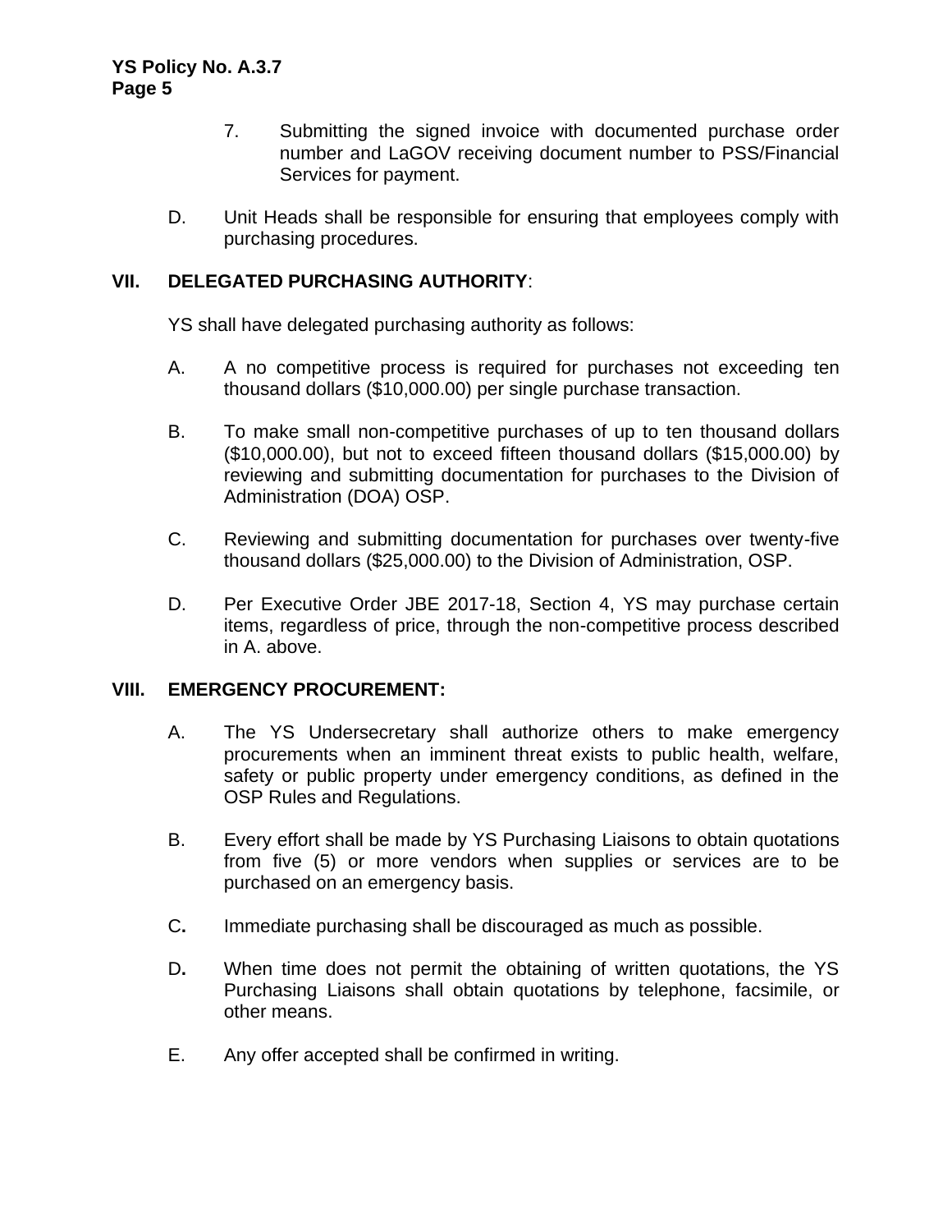7. Submitting the signed invoice with documented purchase order number and LaGOV receiving document number to PSS/Financial Services for payment.

D. Unit Heads shall be responsible for ensuring that employees comply with purchasing procedures.

## VII. DELEGATED PURCHASING AUTHORITY:

YS shall have delegated purchasing authority as follows:

A. A no competitive process is required for purchases not exceeding ten thousand dollars ($10,000.00) per single purchase transaction.

B. To make small non-competitive purchases of up to ten thousand dollars ($10,000.00), but not to exceed fifteen thousand dollars ($15,000.00) by reviewing and submitting documentation for purchases to the Division of Administration (DOA) OSP.

C. Reviewing and submitting documentation for purchases over twenty-five thousand dollars ($25,000.00) to the Division of Administration, OSP.

D. Per Executive Order JBE 2017-18, Section 4, YS may purchase certain items, regardless of price, through the non-competitive process described in A. above.

## VIII. EMERGENCY PROCUREMENT:

A. The YS Undersecretary shall authorize others to make emergency procurements when an imminent threat exists to public health, welfare, safety or public property under emergency conditions, as defined in the OSP Rules and Regulations.

B. Every effort shall be made by YS Purchasing Liaisons to obtain quotations from five (5) or more vendors when supplies or services are to be purchased on an emergency basis.

C. Immediate purchasing shall be discouraged as much as possible.

D. When time does not permit the obtaining of written quotations, the YS Purchasing Liaisons shall obtain quotations by telephone, facsimile, or other means.

E. Any offer accepted shall be confirmed in writing.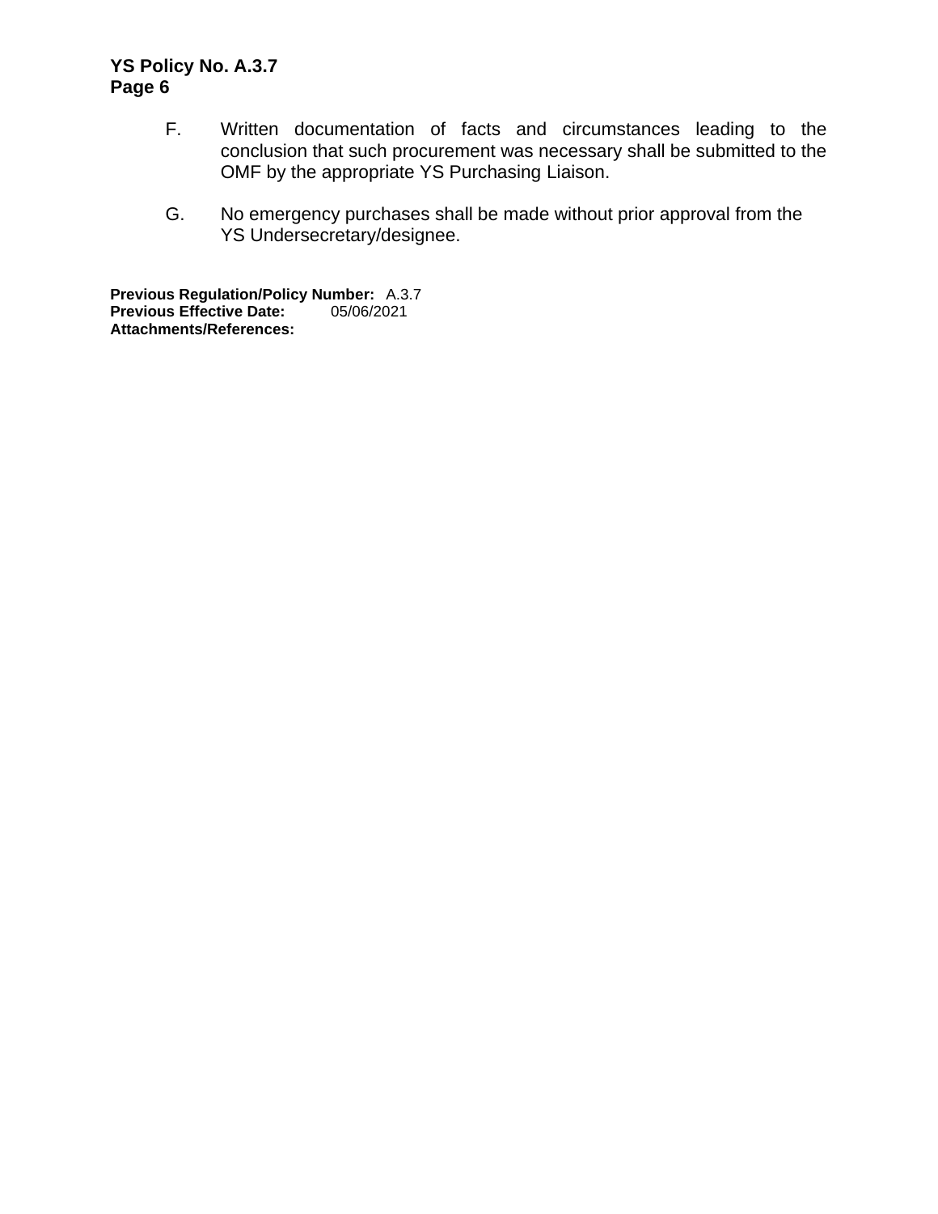F. Written documentation of facts and circumstances leading to the conclusion that such procurement was necessary shall be submitted to the OMF by the appropriate YS Purchasing Liaison.

G. No emergency purchases shall be made without prior approval from the YS Undersecretary/designee.

**Previous Regulation/Policy Number:** A.3.7
**Previous Effective Date:** 05/06/2021
**Attachments/References:**